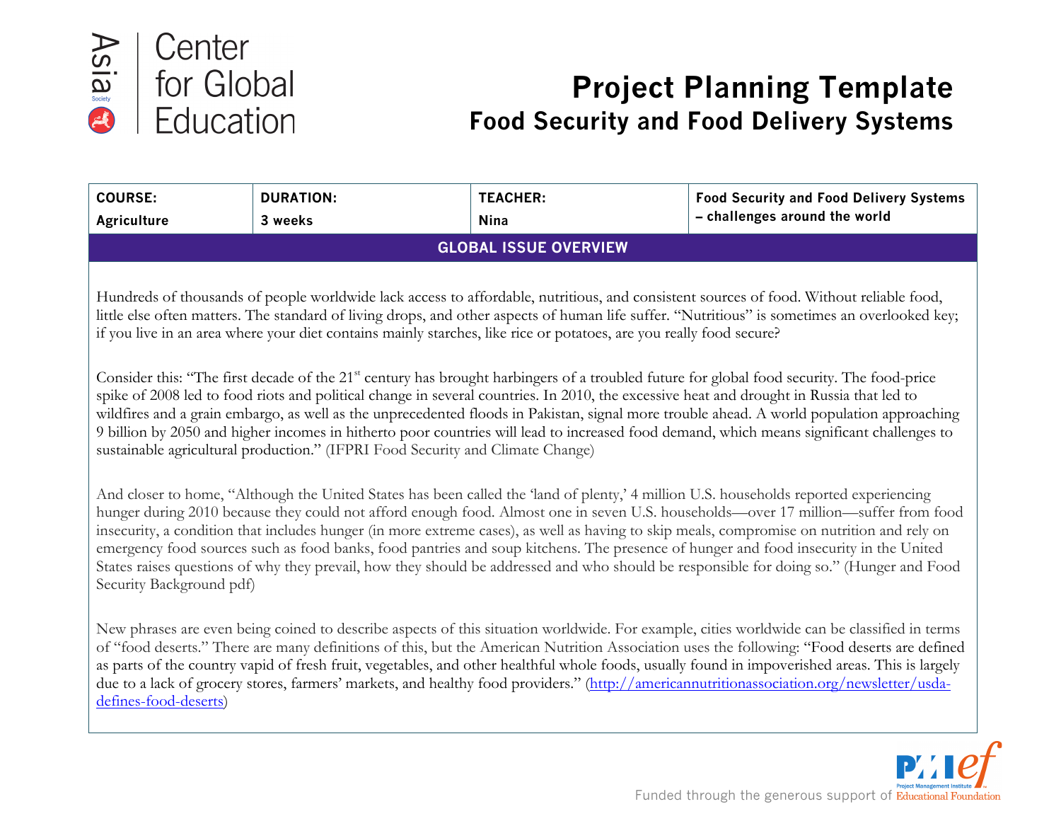Asia Society | Center for Global Education

# Project Planning Template
## Food Security and Food Delivery Systems

| COURSE: Agriculture | DURATION: 3 weeks | TEACHER: Nina | Food Security and Food Delivery Systems – challenges around the world |
|---|---|---|---|

### GLOBAL ISSUE OVERVIEW

Hundreds of thousands of people worldwide lack access to affordable, nutritious, and consistent sources of food. Without reliable food, little else often matters. The standard of living drops, and other aspects of human life suffer. "Nutritious" is sometimes an overlooked key; if you live in an area where your diet contains mainly starches, like rice or potatoes, are you really food secure?

Consider this: "The first decade of the 21st century has brought harbingers of a troubled future for global food security. The food-price spike of 2008 led to food riots and political change in several countries. In 2010, the excessive heat and drought in Russia that led to wildfires and a grain embargo, as well as the unprecedented floods in Pakistan, signal more trouble ahead. A world population approaching 9 billion by 2050 and higher incomes in hitherto poor countries will lead to increased food demand, which means significant challenges to sustainable agricultural production." (IFPRI Food Security and Climate Change)

And closer to home, "Although the United States has been called the 'land of plenty,' 4 million U.S. households reported experiencing hunger during 2010 because they could not afford enough food. Almost one in seven U.S. households—over 17 million—suffer from food insecurity, a condition that includes hunger (in more extreme cases), as well as having to skip meals, compromise on nutrition and rely on emergency food sources such as food banks, food pantries and soup kitchens. The presence of hunger and food insecurity in the United States raises questions of why they prevail, how they should be addressed and who should be responsible for doing so." (Hunger and Food Security Background pdf)

New phrases are even being coined to describe aspects of this situation worldwide. For example, cities worldwide can be classified in terms of "food deserts." There are many definitions of this, but the American Nutrition Association uses the following: "Food deserts are defined as parts of the country vapid of fresh fruit, vegetables, and other healthful whole foods, usually found in impoverished areas. This is largely due to a lack of grocery stores, farmers' markets, and healthy food providers." (http://americannutritionassociation.org/newsletter/usda-defines-food-deserts)

Funded through the generous support of PMIef Project Management Institute Educational Foundation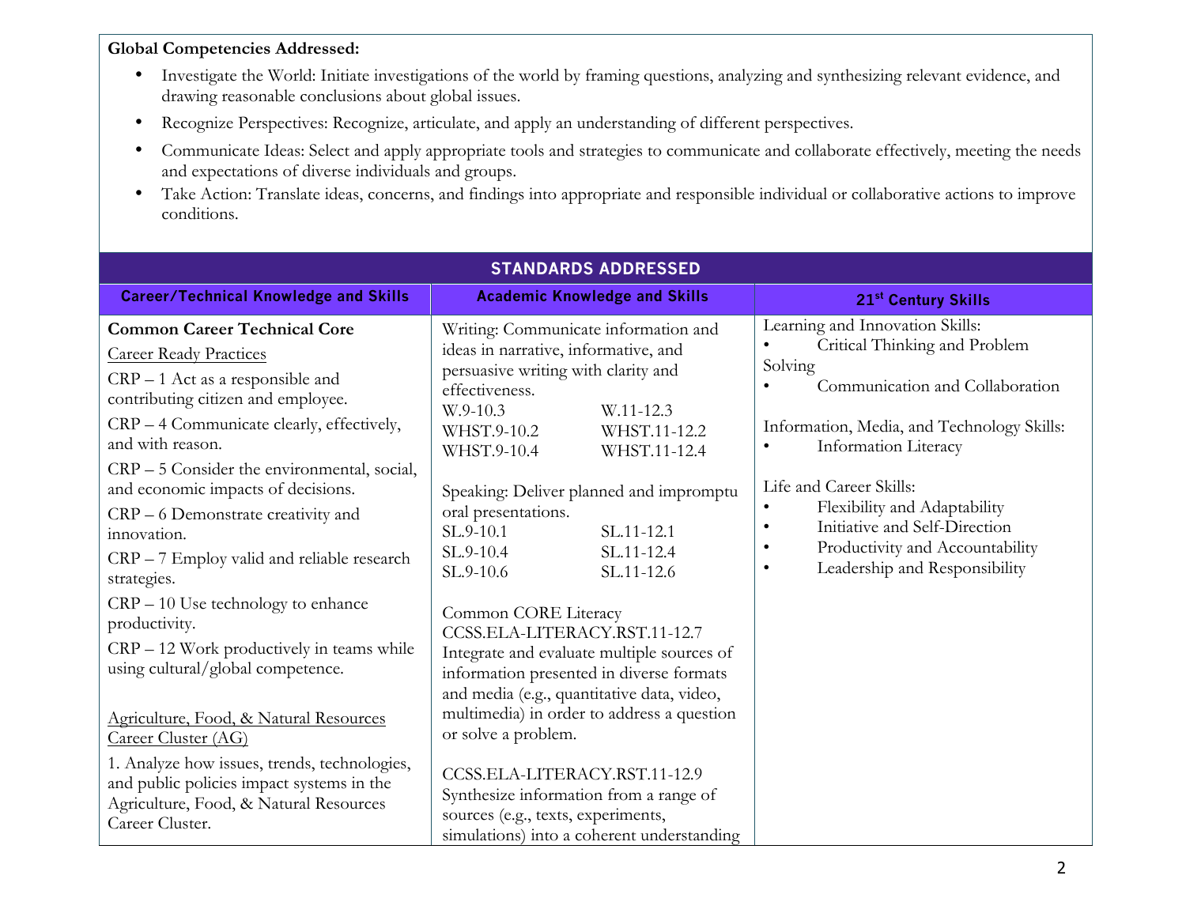**Global Competencies Addressed:**

- Investigate the World: Initiate investigations of the world by framing questions, analyzing and synthesizing relevant evidence, and drawing reasonable conclusions about global issues.
- Recognize Perspectives: Recognize, articulate, and apply an understanding of different perspectives.
- Communicate Ideas: Select and apply appropriate tools and strategies to communicate and collaborate effectively, meeting the needs and expectations of diverse individuals and groups.
- Take Action: Translate ideas, concerns, and findings into appropriate and responsible individual or collaborative actions to improve conditions.

| STANDARDS ADDRESSED | | |
|---|---|---|
| **Career/Technical Knowledge and Skills** | **Academic Knowledge and Skills** | **21st Century Skills** |
| **Common Career Technical Core**<br><br>Career Ready Practices<br><br>CRP – 1 Act as a responsible and contributing citizen and employee.<br><br>CRP – 4 Communicate clearly, effectively, and with reason.<br><br>CRP – 5 Consider the environmental, social, and economic impacts of decisions.<br><br>CRP – 6 Demonstrate creativity and innovation.<br><br>CRP – 7 Employ valid and reliable research strategies.<br><br>CRP – 10 Use technology to enhance productivity.<br><br>CRP – 12 Work productively in teams while using cultural/global competence.<br><br>Agriculture, Food, & Natural Resources Career Cluster (AG)<br><br>1. Analyze how issues, trends, technologies, and public policies impact systems in the Agriculture, Food, & Natural Resources Career Cluster. | Writing: Communicate information and ideas in narrative, informative, and persuasive writing with clarity and effectiveness.<br>W.9-10.3 W.11-12.3<br>WHST.9-10.2 WHST.11-12.2<br>WHST.9-10.4 WHST.11-12.4<br><br>Speaking: Deliver planned and impromptu oral presentations.<br>SL.9-10.1 SL.11-12.1<br>SL.9-10.4 SL.11-12.4<br>SL.9-10.6 SL.11-12.6<br><br>Common CORE Literacy<br>CCSS.ELA-LITERACY.RST.11-12.7<br>Integrate and evaluate multiple sources of information presented in diverse formats and media (e.g., quantitative data, video, multimedia) in order to address a question or solve a problem.<br><br>CCSS.ELA-LITERACY.RST.11-12.9<br>Synthesize information from a range of sources (e.g., texts, experiments, simulations) into a coherent understanding | Learning and Innovation Skills:<br>• Critical Thinking and Problem Solving<br>• Communication and Collaboration<br><br>Information, Media, and Technology Skills:<br>• Information Literacy<br><br>Life and Career Skills:<br>• Flexibility and Adaptability<br>• Initiative and Self-Direction<br>• Productivity and Accountability<br>• Leadership and Responsibility |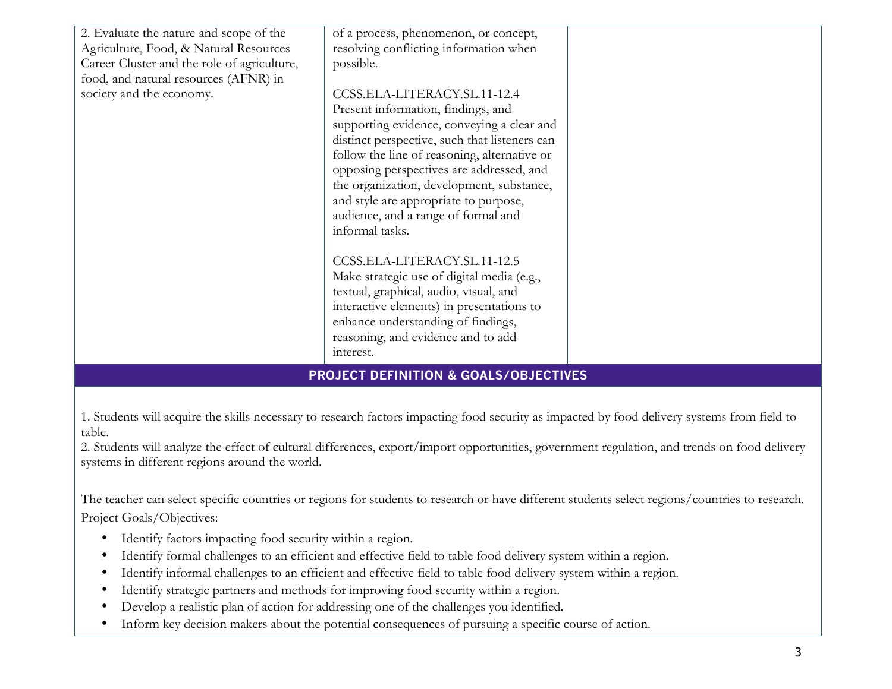| | | |
|---|---|---|
| 2. Evaluate the nature and scope of the Agriculture, Food, & Natural Resources Career Cluster and the role of agriculture, food, and natural resources (AFNR) in society and the economy. | of a process, phenomenon, or concept, resolving conflicting information when possible.<br><br>CCSS.ELA-LITERACY.SL.11-12.4 Present information, findings, and supporting evidence, conveying a clear and distinct perspective, such that listeners can follow the line of reasoning, alternative or opposing perspectives are addressed, and the organization, development, substance, and style are appropriate to purpose, audience, and a range of formal and informal tasks.<br><br>CCSS.ELA-LITERACY.SL.11-12.5 Make strategic use of digital media (e.g., textual, graphical, audio, visual, and interactive elements) in presentations to enhance understanding of findings, reasoning, and evidence and to add interest. | |

## PROJECT DEFINITION & GOALS/OBJECTIVES

1. Students will acquire the skills necessary to research factors impacting food security as impacted by food delivery systems from field to table.
2. Students will analyze the effect of cultural differences, export/import opportunities, government regulation, and trends on food delivery systems in different regions around the world.

The teacher can select specific countries or regions for students to research or have different students select regions/countries to research.

Project Goals/Objectives:

- Identify factors impacting food security within a region.
- Identify formal challenges to an efficient and effective field to table food delivery system within a region.
- Identify informal challenges to an efficient and effective field to table food delivery system within a region.
- Identify strategic partners and methods for improving food security within a region.
- Develop a realistic plan of action for addressing one of the challenges you identified.
- Inform key decision makers about the potential consequences of pursuing a specific course of action.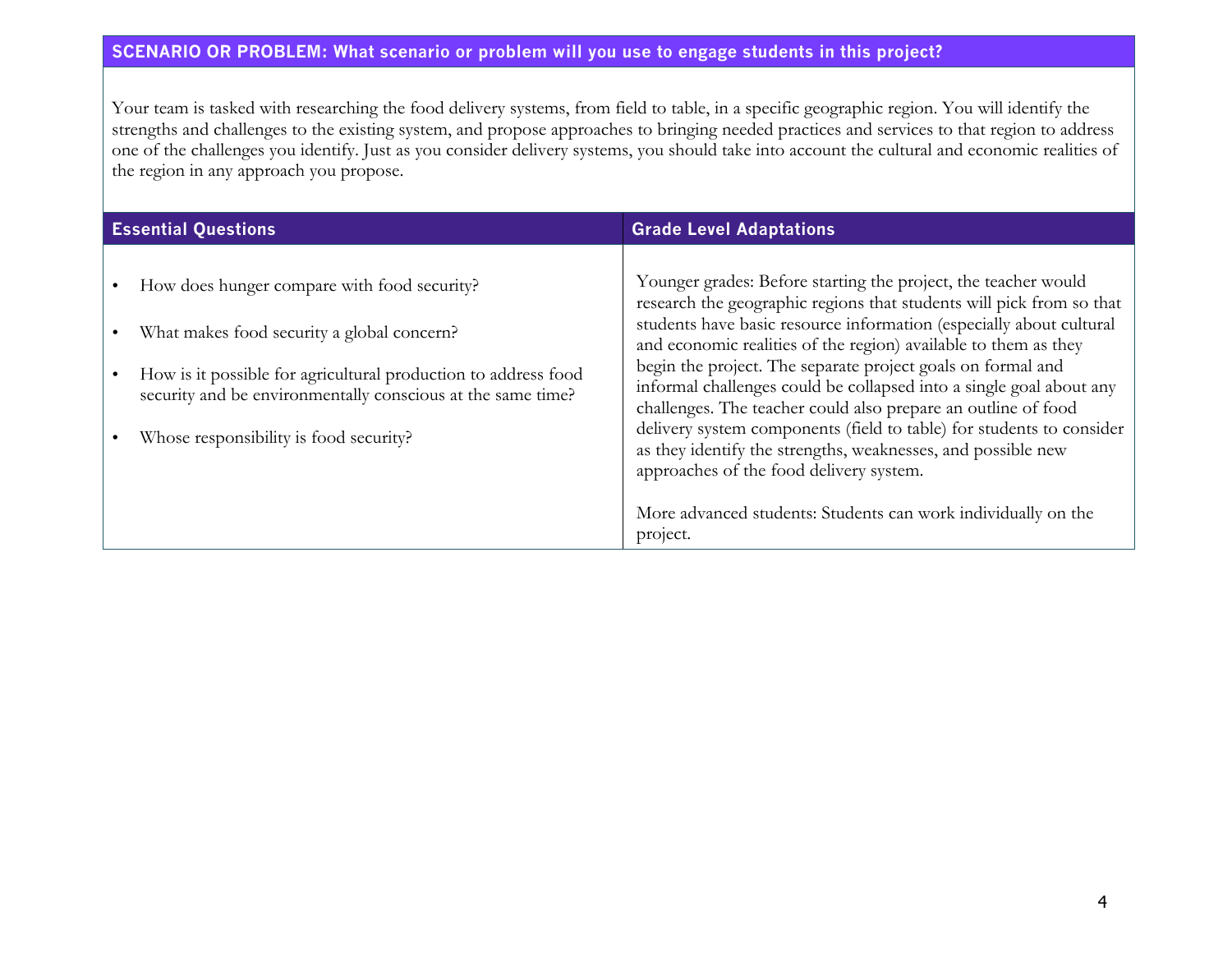## SCENARIO OR PROBLEM: What scenario or problem will you use to engage students in this project?

Your team is tasked with researching the food delivery systems, from field to table, in a specific geographic region. You will identify the strengths and challenges to the existing system, and propose approaches to bringing needed practices and services to that region to address one of the challenges you identify. Just as you consider delivery systems, you should take into account the cultural and economic realities of the region in any approach you propose.

| Essential Questions | Grade Level Adaptations |
| --- | --- |
| • How does hunger compare with food security?<br><br>• What makes food security a global concern?<br><br>• How is it possible for agricultural production to address food security and be environmentally conscious at the same time?<br><br>• Whose responsibility is food security? | Younger grades: Before starting the project, the teacher would research the geographic regions that students will pick from so that students have basic resource information (especially about cultural and economic realities of the region) available to them as they begin the project. The separate project goals on formal and informal challenges could be collapsed into a single goal about any challenges. The teacher could also prepare an outline of food delivery system components (field to table) for students to consider as they identify the strengths, weaknesses, and possible new approaches of the food delivery system.<br><br>More advanced students: Students can work individually on the project. |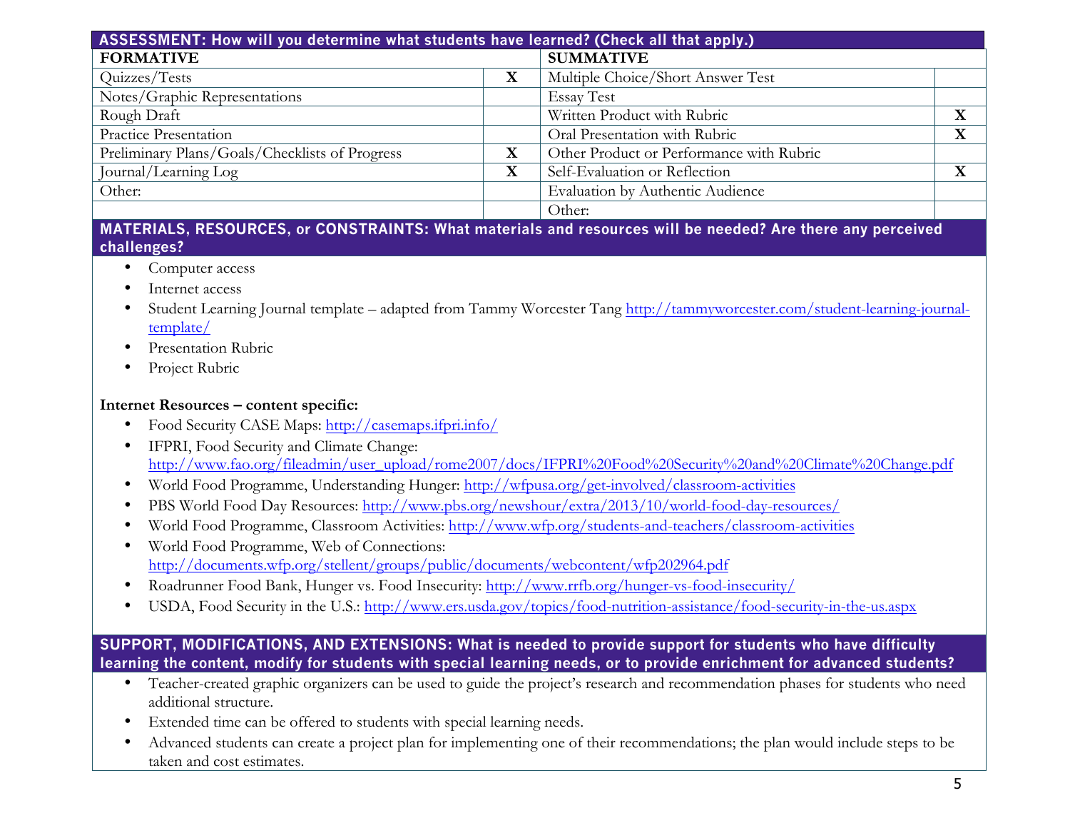## ASSESSMENT: How will you determine what students have learned? (Check all that apply.)

| FORMATIVE | | SUMMATIVE | |
|---|---|---|---|
| Quizzes/Tests | X | Multiple Choice/Short Answer Test | |
| Notes/Graphic Representations | | Essay Test | |
| Rough Draft | | Written Product with Rubric | X |
| Practice Presentation | | Oral Presentation with Rubric | X |
| Preliminary Plans/Goals/Checklists of Progress | X | Other Product or Performance with Rubric | |
| Journal/Learning Log | X | Self-Evaluation or Reflection | X |
| Other: | | Evaluation by Authentic Audience | |
| | | Other: | |

## MATERIALS, RESOURCES, or CONSTRAINTS: What materials and resources will be needed? Are there any perceived challenges?

- Computer access
- Internet access
- Student Learning Journal template – adapted from Tammy Worcester Tang http://tammyworcester.com/student-learning-journal-template/
- Presentation Rubric
- Project Rubric

**Internet Resources – content specific:**

- Food Security CASE Maps: http://casemaps.ifpri.info/
- IFPRI, Food Security and Climate Change: http://www.fao.org/fileadmin/user_upload/rome2007/docs/IFPRI%20Food%20Security%20and%20Climate%20Change.pdf
- World Food Programme, Understanding Hunger: http://wfpusa.org/get-involved/classroom-activities
- PBS World Food Day Resources: http://www.pbs.org/newshour/extra/2013/10/world-food-day-resources/
- World Food Programme, Classroom Activities: http://www.wfp.org/students-and-teachers/classroom-activities
- World Food Programme, Web of Connections: http://documents.wfp.org/stellent/groups/public/documents/webcontent/wfp202964.pdf
- Roadrunner Food Bank, Hunger vs. Food Insecurity: http://www.rrfb.org/hunger-vs-food-insecurity/
- USDA, Food Security in the U.S.: http://www.ers.usda.gov/topics/food-nutrition-assistance/food-security-in-the-us.aspx

## SUPPORT, MODIFICATIONS, AND EXTENSIONS: What is needed to provide support for students who have difficulty learning the content, modify for students with special learning needs, or to provide enrichment for advanced students?

- Teacher-created graphic organizers can be used to guide the project's research and recommendation phases for students who need additional structure.
- Extended time can be offered to students with special learning needs.
- Advanced students can create a project plan for implementing one of their recommendations; the plan would include steps to be taken and cost estimates.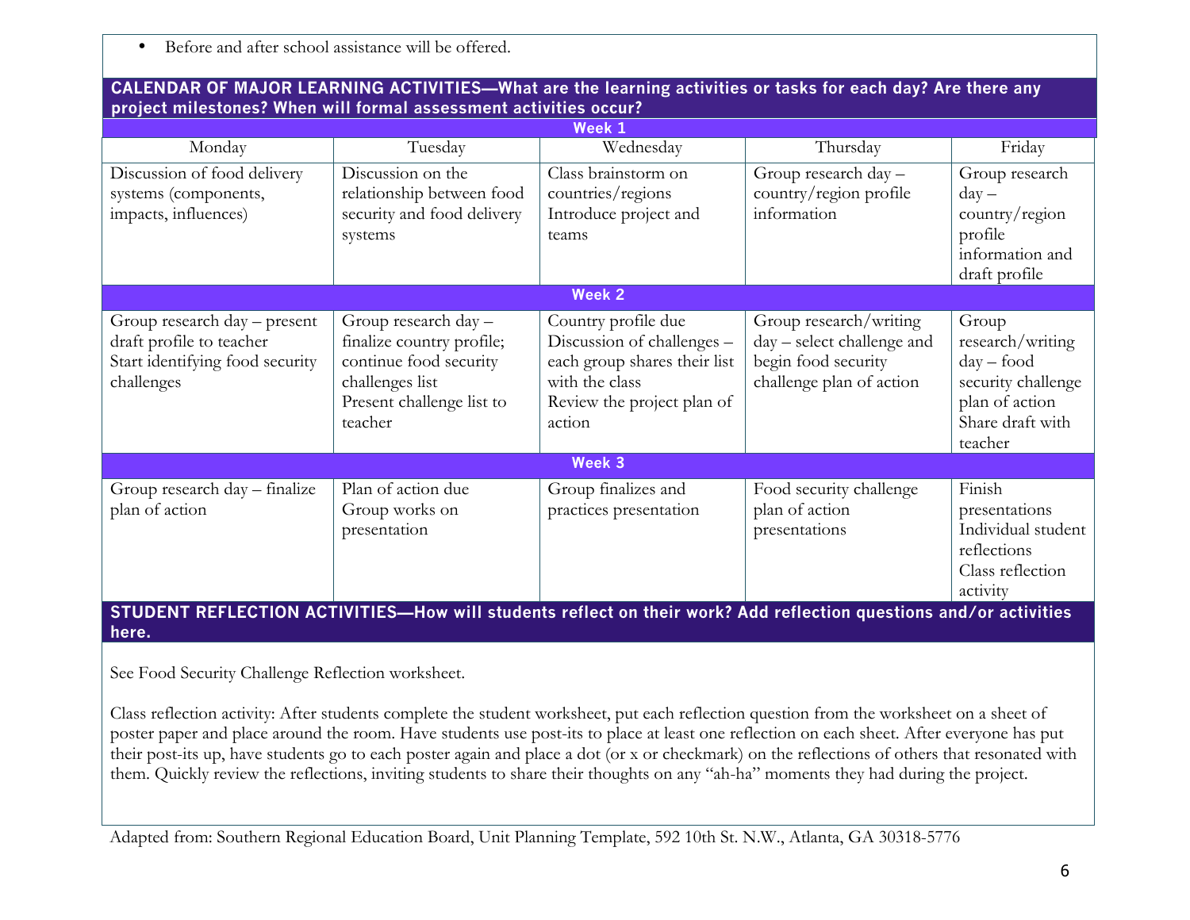- Before and after school assistance will be offered.

## CALENDAR OF MAJOR LEARNING ACTIVITIES—What are the learning activities or tasks for each day? Are there any project milestones? When will formal assessment activities occur?

**Week 1**

| Monday | Tuesday | Wednesday | Thursday | Friday |
|---|---|---|---|---|
| Discussion of food delivery systems (components, impacts, influences) | Discussion on the relationship between food security and food delivery systems | Class brainstorm on countries/regions<br>Introduce project and teams | Group research day – country/region profile information | Group research day – country/region profile information and draft profile |

**Week 2**

| Monday | Tuesday | Wednesday | Thursday | Friday |
|---|---|---|---|---|
| Group research day – present draft profile to teacher<br>Start identifying food security challenges | Group research day – finalize country profile; continue food security challenges list<br>Present challenge list to teacher | Country profile due<br>Discussion of challenges – each group shares their list with the class<br>Review the project plan of action | Group research/writing day – select challenge and begin food security challenge plan of action | Group research/writing day – food security challenge plan of action<br>Share draft with teacher |

**Week 3**

| Monday | Tuesday | Wednesday | Thursday | Friday |
|---|---|---|---|---|
| Group research day – finalize plan of action | Plan of action due<br>Group works on presentation | Group finalizes and practices presentation | Food security challenge plan of action presentations | Finish presentations<br>Individual student reflections<br>Class reflection activity |

## STUDENT REFLECTION ACTIVITIES—How will students reflect on their work? Add reflection questions and/or activities here.

See Food Security Challenge Reflection worksheet.

Class reflection activity: After students complete the student worksheet, put each reflection question from the worksheet on a sheet of poster paper and place around the room. Have students use post-its to place at least one reflection on each sheet. After everyone has put their post-its up, have students go to each poster again and place a dot (or x or checkmark) on the reflections of others that resonated with them. Quickly review the reflections, inviting students to share their thoughts on any "ah-ha" moments they had during the project.

Adapted from: Southern Regional Education Board, Unit Planning Template, 592 10th St. N.W., Atlanta, GA 30318-5776